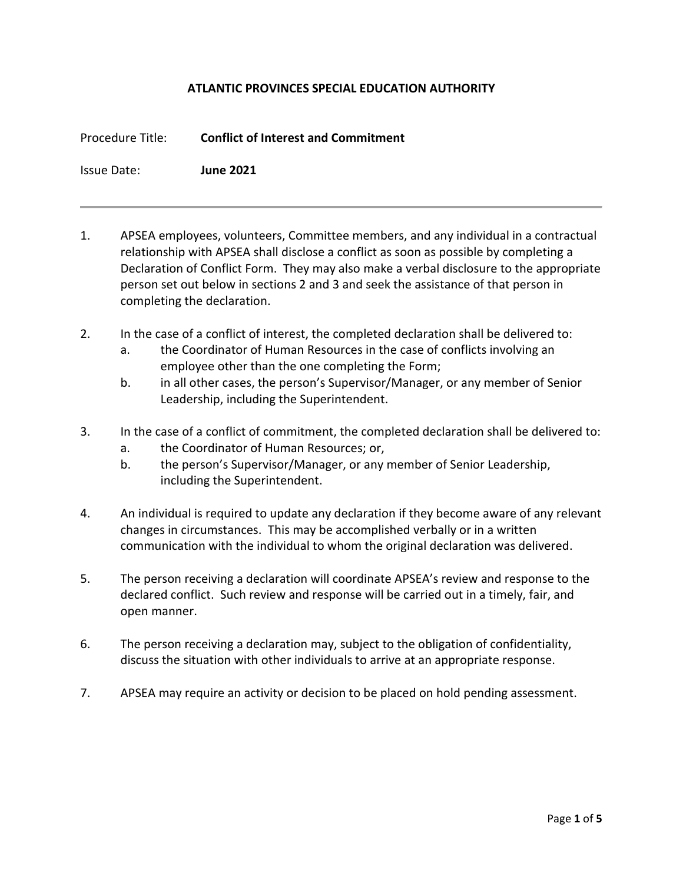# ATLANTIC PROVINCES SPECIAL EDUCATION AUTHORITY

Procedure Title: **Conflict of Interest and Commitment**

Issue Date: **June 2021**

---

1. APSEA employees, volunteers, Committee members, and any individual in a contractual relationship with APSEA shall disclose a conflict as soon as possible by completing a Declaration of Conflict Form. They may also make a verbal disclosure to the appropriate person set out below in sections 2 and 3 and seek the assistance of that person in completing the declaration.

2. In the case of a conflict of interest, the completed declaration shall be delivered to:
   a. the Coordinator of Human Resources in the case of conflicts involving an employee other than the one completing the Form;
   b. in all other cases, the person's Supervisor/Manager, or any member of Senior Leadership, including the Superintendent.

3. In the case of a conflict of commitment, the completed declaration shall be delivered to:
   a. the Coordinator of Human Resources; or,
   b. the person's Supervisor/Manager, or any member of Senior Leadership, including the Superintendent.

4. An individual is required to update any declaration if they become aware of any relevant changes in circumstances. This may be accomplished verbally or in a written communication with the individual to whom the original declaration was delivered.

5. The person receiving a declaration will coordinate APSEA's review and response to the declared conflict. Such review and response will be carried out in a timely, fair, and open manner.

6. The person receiving a declaration may, subject to the obligation of confidentiality, discuss the situation with other individuals to arrive at an appropriate response.

7. APSEA may require an activity or decision to be placed on hold pending assessment.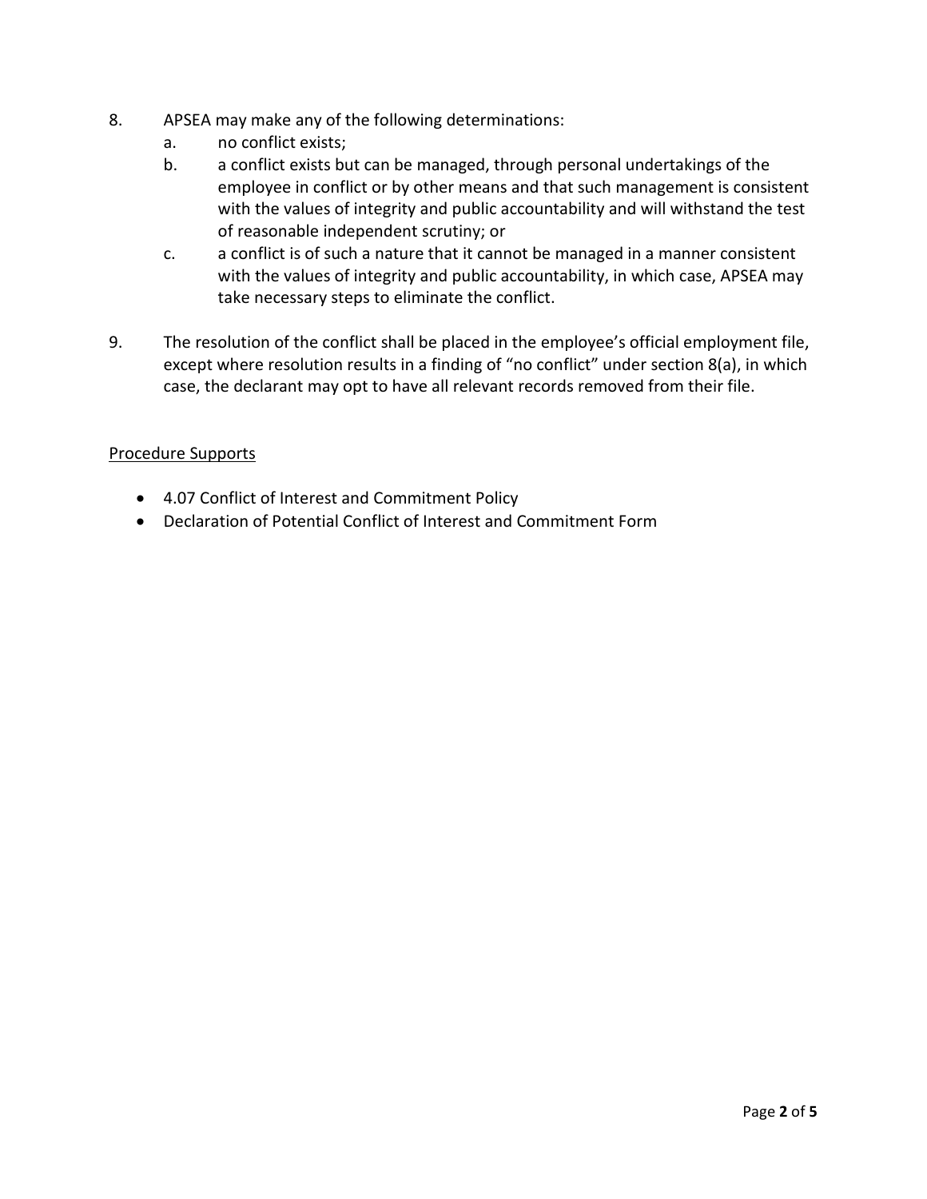8. APSEA may make any of the following determinations:
   a. no conflict exists;
   b. a conflict exists but can be managed, through personal undertakings of the employee in conflict or by other means and that such management is consistent with the values of integrity and public accountability and will withstand the test of reasonable independent scrutiny; or
   c. a conflict is of such a nature that it cannot be managed in a manner consistent with the values of integrity and public accountability, in which case, APSEA may take necessary steps to eliminate the conflict.

9. The resolution of the conflict shall be placed in the employee's official employment file, except where resolution results in a finding of "no conflict" under section 8(a), in which case, the declarant may opt to have all relevant records removed from their file.

<u>Procedure Supports</u>

- 4.07 Conflict of Interest and Commitment Policy
- Declaration of Potential Conflict of Interest and Commitment Form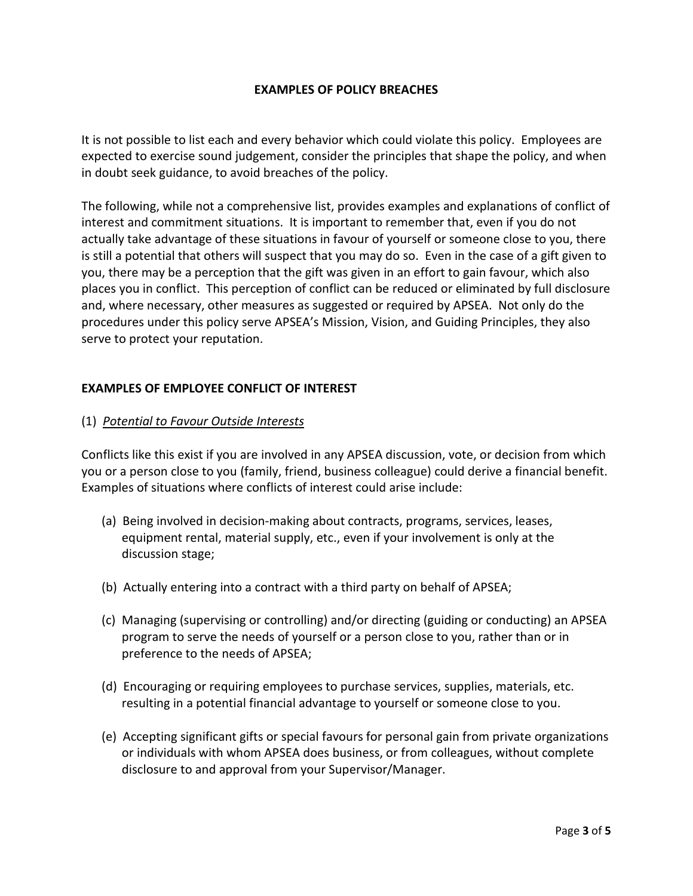## EXAMPLES OF POLICY BREACHES

It is not possible to list each and every behavior which could violate this policy. Employees are expected to exercise sound judgement, consider the principles that shape the policy, and when in doubt seek guidance, to avoid breaches of the policy.

The following, while not a comprehensive list, provides examples and explanations of conflict of interest and commitment situations. It is important to remember that, even if you do not actually take advantage of these situations in favour of yourself or someone close to you, there is still a potential that others will suspect that you may do so. Even in the case of a gift given to you, there may be a perception that the gift was given in an effort to gain favour, which also places you in conflict. This perception of conflict can be reduced or eliminated by full disclosure and, where necessary, other measures as suggested or required by APSEA. Not only do the procedures under this policy serve APSEA's Mission, Vision, and Guiding Principles, they also serve to protect your reputation.

### EXAMPLES OF EMPLOYEE CONFLICT OF INTEREST

(1) *Potential to Favour Outside Interests*

Conflicts like this exist if you are involved in any APSEA discussion, vote, or decision from which you or a person close to you (family, friend, business colleague) could derive a financial benefit. Examples of situations where conflicts of interest could arise include:

(a) Being involved in decision-making about contracts, programs, services, leases, equipment rental, material supply, etc., even if your involvement is only at the discussion stage;

(b) Actually entering into a contract with a third party on behalf of APSEA;

(c) Managing (supervising or controlling) and/or directing (guiding or conducting) an APSEA program to serve the needs of yourself or a person close to you, rather than or in preference to the needs of APSEA;

(d) Encouraging or requiring employees to purchase services, supplies, materials, etc. resulting in a potential financial advantage to yourself or someone close to you.

(e) Accepting significant gifts or special favours for personal gain from private organizations or individuals with whom APSEA does business, or from colleagues, without complete disclosure to and approval from your Supervisor/Manager.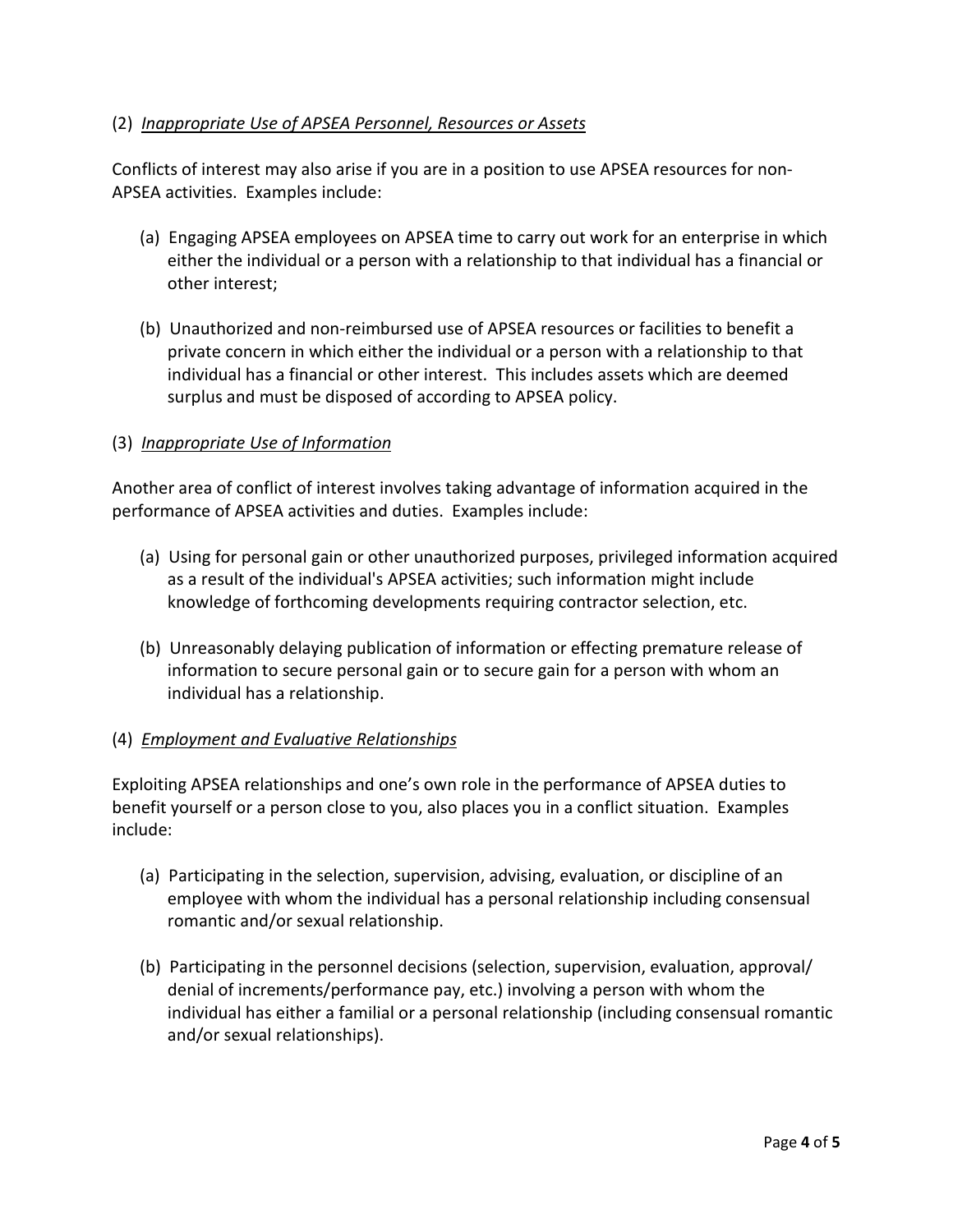(2) *Inappropriate Use of APSEA Personnel, Resources or Assets*

Conflicts of interest may also arise if you are in a position to use APSEA resources for non-APSEA activities. Examples include:

(a) Engaging APSEA employees on APSEA time to carry out work for an enterprise in which either the individual or a person with a relationship to that individual has a financial or other interest;

(b) Unauthorized and non-reimbursed use of APSEA resources or facilities to benefit a private concern in which either the individual or a person with a relationship to that individual has a financial or other interest. This includes assets which are deemed surplus and must be disposed of according to APSEA policy.

(3) *Inappropriate Use of Information*

Another area of conflict of interest involves taking advantage of information acquired in the performance of APSEA activities and duties. Examples include:

(a) Using for personal gain or other unauthorized purposes, privileged information acquired as a result of the individual's APSEA activities; such information might include knowledge of forthcoming developments requiring contractor selection, etc.

(b) Unreasonably delaying publication of information or effecting premature release of information to secure personal gain or to secure gain for a person with whom an individual has a relationship.

(4) *Employment and Evaluative Relationships*

Exploiting APSEA relationships and one's own role in the performance of APSEA duties to benefit yourself or a person close to you, also places you in a conflict situation. Examples include:

(a) Participating in the selection, supervision, advising, evaluation, or discipline of an employee with whom the individual has a personal relationship including consensual romantic and/or sexual relationship.

(b) Participating in the personnel decisions (selection, supervision, evaluation, approval/ denial of increments/performance pay, etc.) involving a person with whom the individual has either a familial or a personal relationship (including consensual romantic and/or sexual relationships).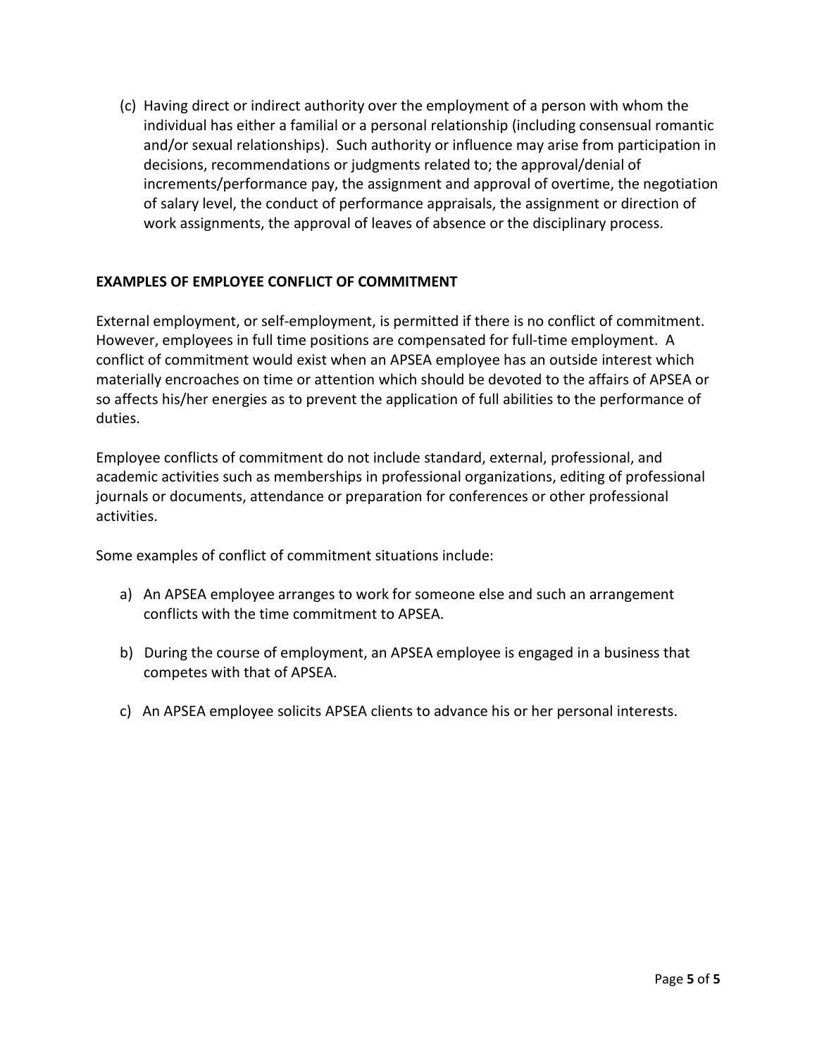(c) Having direct or indirect authority over the employment of a person with whom the individual has either a familial or a personal relationship (including consensual romantic and/or sexual relationships). Such authority or influence may arise from participation in decisions, recommendations or judgments related to; the approval/denial of increments/performance pay, the assignment and approval of overtime, the negotiation of salary level, the conduct of performance appraisals, the assignment or direction of work assignments, the approval of leaves of absence or the disciplinary process.

**EXAMPLES OF EMPLOYEE CONFLICT OF COMMITMENT**

External employment, or self-employment, is permitted if there is no conflict of commitment. However, employees in full time positions are compensated for full-time employment. A conflict of commitment would exist when an APSEA employee has an outside interest which materially encroaches on time or attention which should be devoted to the affairs of APSEA or so affects his/her energies as to prevent the application of full abilities to the performance of duties.

Employee conflicts of commitment do not include standard, external, professional, and academic activities such as memberships in professional organizations, editing of professional journals or documents, attendance or preparation for conferences or other professional activities.

Some examples of conflict of commitment situations include:

a) An APSEA employee arranges to work for someone else and such an arrangement conflicts with the time commitment to APSEA.

b) During the course of employment, an APSEA employee is engaged in a business that competes with that of APSEA.

c) An APSEA employee solicits APSEA clients to advance his or her personal interests.